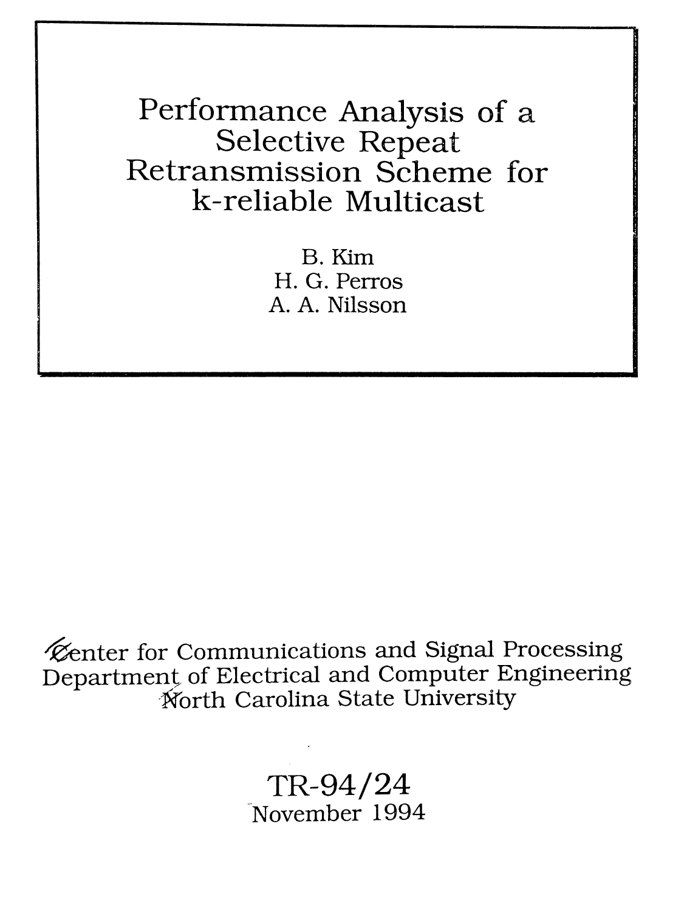# Performance Analysis of a Selective Repeat Retransmission Scheme for k-reliable Multicast

B. Kim
H. G. Perros
A. A. Nilsson

Center for Communications and Signal Processing
Department of Electrical and Computer Engineering
North Carolina State University

TR-94/24
November 1994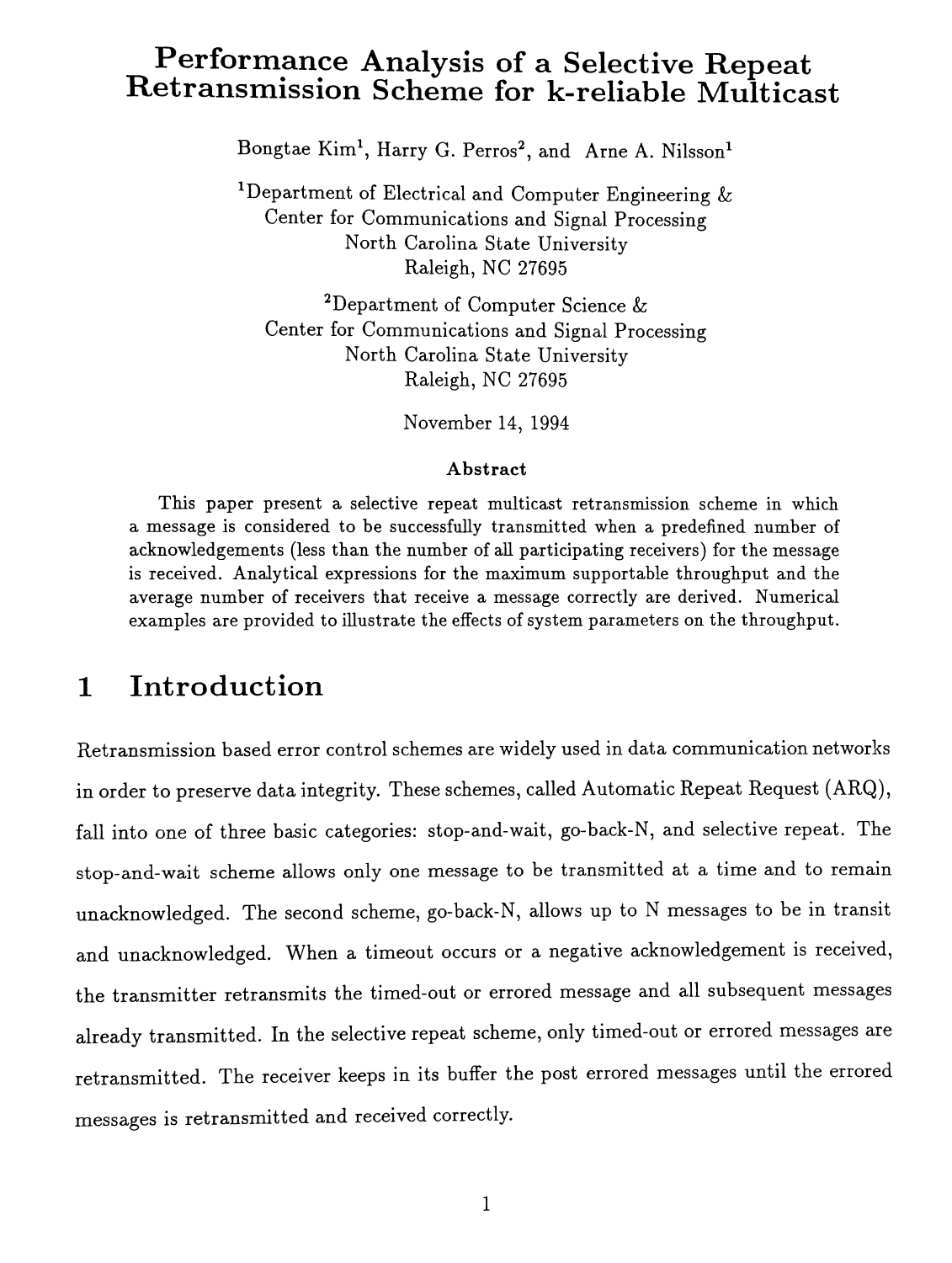# Performance Analysis of a Selective Repeat Retransmission Scheme for k-reliable Multicast

Bongtae Kim[1], Harry G. Perros[2], and Arne A. Nilsson[1]

[1]Department of Electrical and Computer Engineering &
Center for Communications and Signal Processing
North Carolina State University
Raleigh, NC 27695

[2]Department of Computer Science &
Center for Communications and Signal Processing
North Carolina State University
Raleigh, NC 27695

November 14, 1994

**Abstract**

This paper present a selective repeat multicast retransmission scheme in which a message is considered to be successfully transmitted when a predefined number of acknowledgements (less than the number of all participating receivers) for the message is received. Analytical expressions for the maximum supportable throughput and the average number of receivers that receive a message correctly are derived. Numerical examples are provided to illustrate the effects of system parameters on the throughput.

## 1 Introduction

Retransmission based error control schemes are widely used in data communication networks in order to preserve data integrity. These schemes, called Automatic Repeat Request (ARQ), fall into one of three basic categories: stop-and-wait, go-back-N, and selective repeat. The stop-and-wait scheme allows only one message to be transmitted at a time and to remain unacknowledged. The second scheme, go-back-N, allows up to N messages to be in transit and unacknowledged. When a timeout occurs or a negative acknowledgement is received, the transmitter retransmits the timed-out or errored message and all subsequent messages already transmitted. In the selective repeat scheme, only timed-out or errored messages are retransmitted. The receiver keeps in its buffer the post errored messages until the errored messages is retransmitted and received correctly.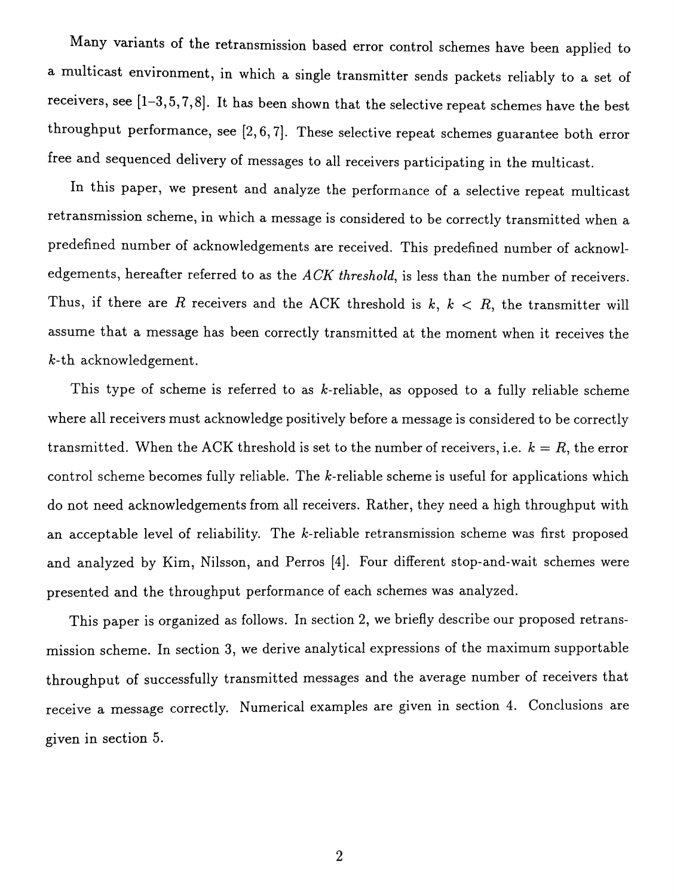Many variants of the retransmission based error control schemes have been applied to a multicast environment, in which a single transmitter sends packets reliably to a set of receivers, see [1–3, 5, 7, 8]. It has been shown that the selective repeat schemes have the best throughput performance, see [2, 6, 7]. These selective repeat schemes guarantee both error free and sequenced delivery of messages to all receivers participating in the multicast.

In this paper, we present and analyze the performance of a selective repeat multicast retransmission scheme, in which a message is considered to be correctly transmitted when a predefined number of acknowledgements are received. This predefined number of acknowledgements, hereafter referred to as the *ACK threshold*, is less than the number of receivers. Thus, if there are $R$ receivers and the ACK threshold is $k$, $k < R$, the transmitter will assume that a message has been correctly transmitted at the moment when it receives the $k$-th acknowledgement.

This type of scheme is referred to as $k$-reliable, as opposed to a fully reliable scheme where all receivers must acknowledge positively before a message is considered to be correctly transmitted. When the ACK threshold is set to the number of receivers, i.e. $k = R$, the error control scheme becomes fully reliable. The $k$-reliable scheme is useful for applications which do not need acknowledgements from all receivers. Rather, they need a high throughput with an acceptable level of reliability. The $k$-reliable retransmission scheme was first proposed and analyzed by Kim, Nilsson, and Perros [4]. Four different stop-and-wait schemes were presented and the throughput performance of each schemes was analyzed.

This paper is organized as follows. In section 2, we briefly describe our proposed retransmission scheme. In section 3, we derive analytical expressions of the maximum supportable throughput of successfully transmitted messages and the average number of receivers that receive a message correctly. Numerical examples are given in section 4. Conclusions are given in section 5.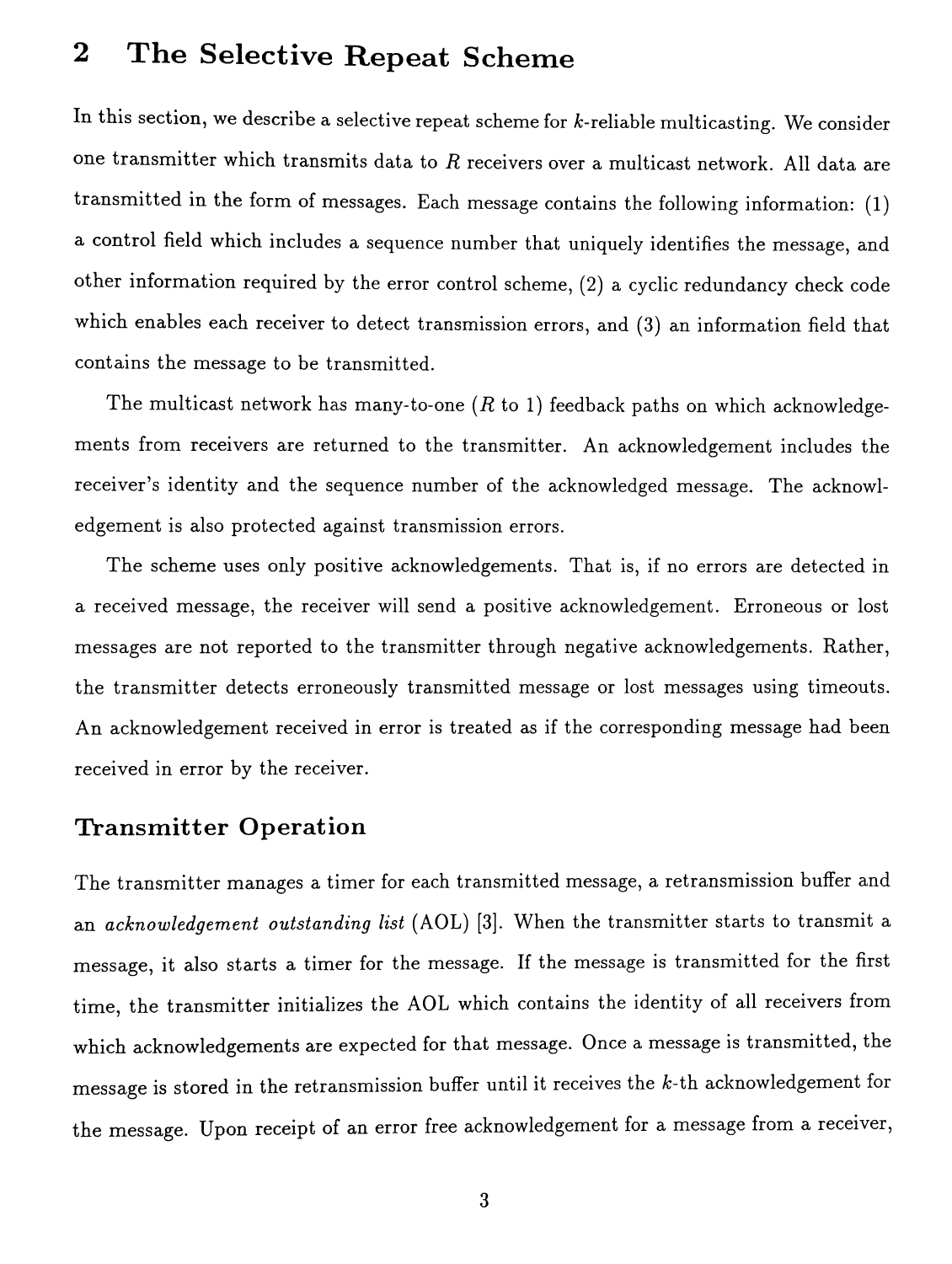## 2 The Selective Repeat Scheme

In this section, we describe a selective repeat scheme for $k$-reliable multicasting. We consider one transmitter which transmits data to $R$ receivers over a multicast network. All data are transmitted in the form of messages. Each message contains the following information: (1) a control field which includes a sequence number that uniquely identifies the message, and other information required by the error control scheme, (2) a cyclic redundancy check code which enables each receiver to detect transmission errors, and (3) an information field that contains the message to be transmitted.

The multicast network has many-to-one ($R$ to 1) feedback paths on which acknowledgements from receivers are returned to the transmitter. An acknowledgement includes the receiver's identity and the sequence number of the acknowledged message. The acknowledgement is also protected against transmission errors.

The scheme uses only positive acknowledgements. That is, if no errors are detected in a received message, the receiver will send a positive acknowledgement. Erroneous or lost messages are not reported to the transmitter through negative acknowledgements. Rather, the transmitter detects erroneously transmitted message or lost messages using timeouts. An acknowledgement received in error is treated as if the corresponding message had been received in error by the receiver.

### Transmitter Operation

The transmitter manages a timer for each transmitted message, a retransmission buffer and an *acknowledgement outstanding list* (AOL) [3]. When the transmitter starts to transmit a message, it also starts a timer for the message. If the message is transmitted for the first time, the transmitter initializes the AOL which contains the identity of all receivers from which acknowledgements are expected for that message. Once a message is transmitted, the message is stored in the retransmission buffer until it receives the $k$-th acknowledgement for the message. Upon receipt of an error free acknowledgement for a message from a receiver,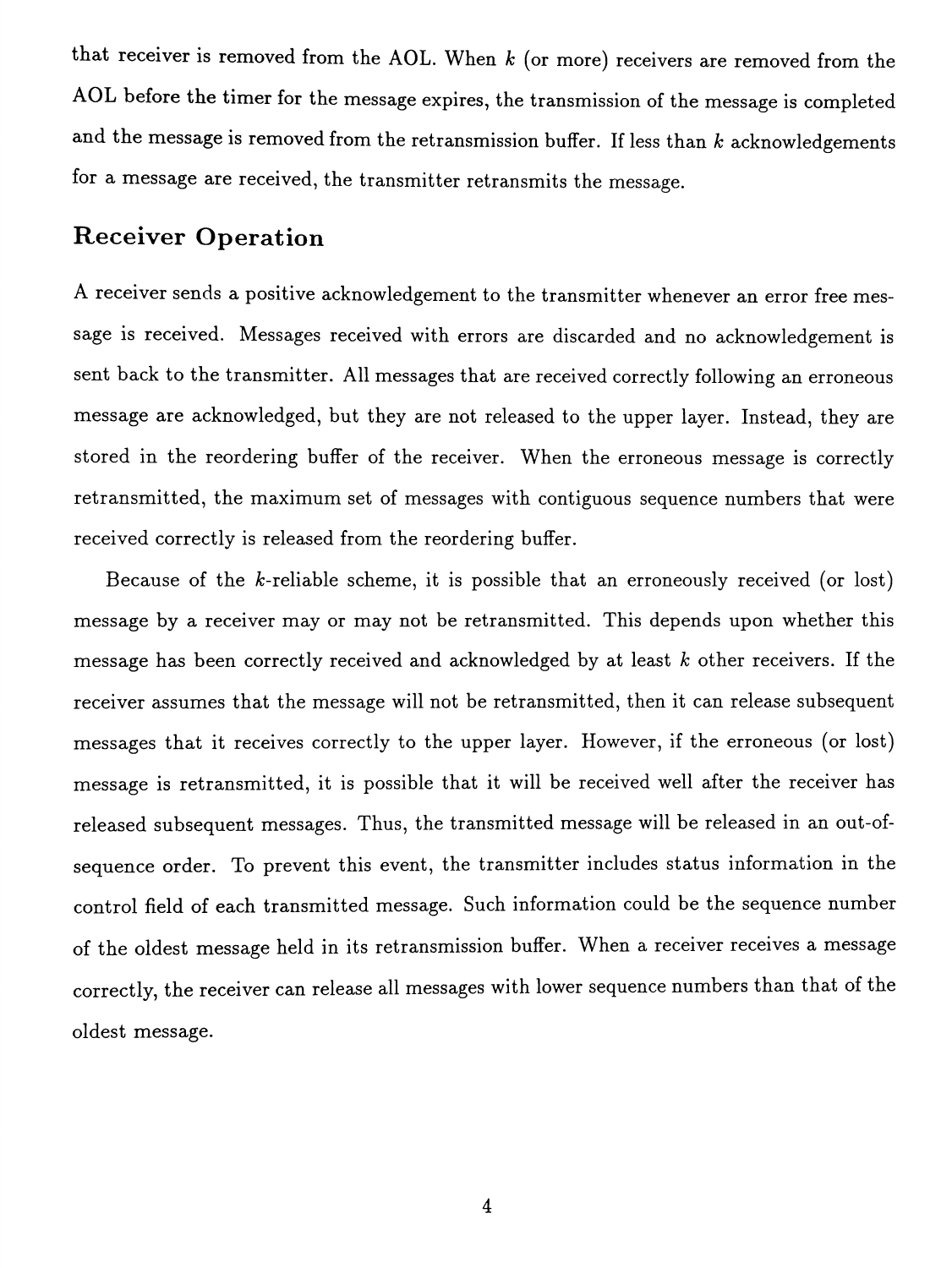that receiver is removed from the AOL. When $k$ (or more) receivers are removed from the AOL before the timer for the message expires, the transmission of the message is completed and the message is removed from the retransmission buffer. If less than $k$ acknowledgements for a message are received, the transmitter retransmits the message.

## Receiver Operation

A receiver sends a positive acknowledgement to the transmitter whenever an error free message is received. Messages received with errors are discarded and no acknowledgement is sent back to the transmitter. All messages that are received correctly following an erroneous message are acknowledged, but they are not released to the upper layer. Instead, they are stored in the reordering buffer of the receiver. When the erroneous message is correctly retransmitted, the maximum set of messages with contiguous sequence numbers that were received correctly is released from the reordering buffer.

Because of the $k$-reliable scheme, it is possible that an erroneously received (or lost) message by a receiver may or may not be retransmitted. This depends upon whether this message has been correctly received and acknowledged by at least $k$ other receivers. If the receiver assumes that the message will not be retransmitted, then it can release subsequent messages that it receives correctly to the upper layer. However, if the erroneous (or lost) message is retransmitted, it is possible that it will be received well after the receiver has released subsequent messages. Thus, the transmitted message will be released in an out-of-sequence order. To prevent this event, the transmitter includes status information in the control field of each transmitted message. Such information could be the sequence number of the oldest message held in its retransmission buffer. When a receiver receives a message correctly, the receiver can release all messages with lower sequence numbers than that of the oldest message.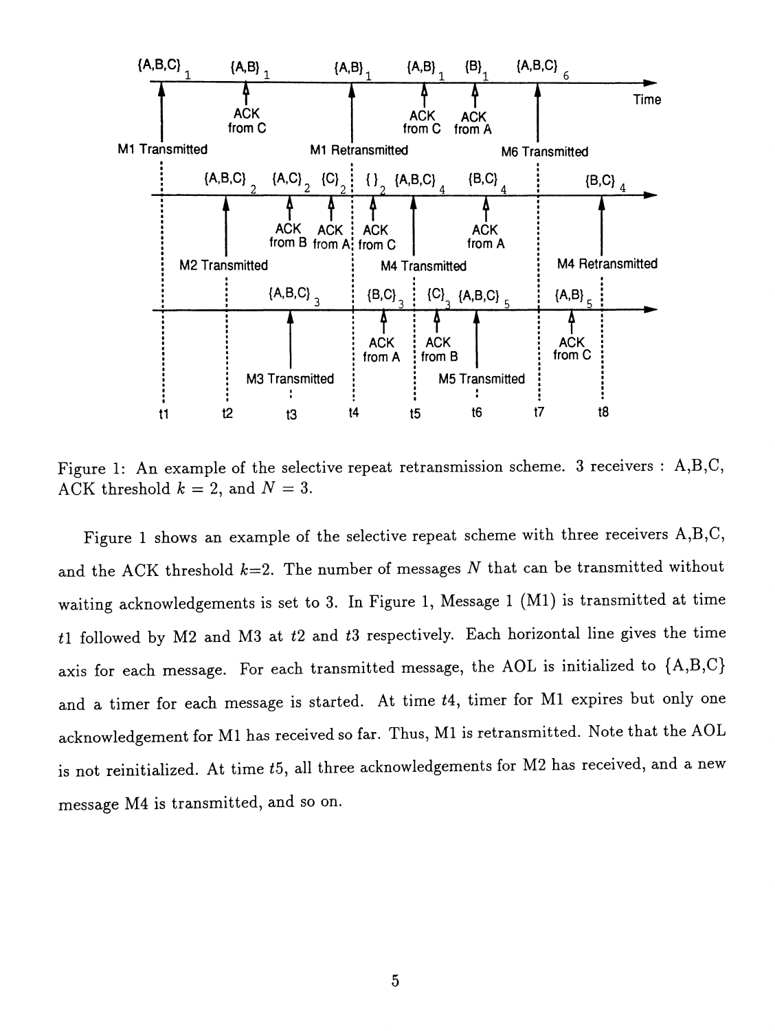Figure 1: An example of the selective repeat retransmission scheme. 3 receivers : A,B,C, ACK threshold $k = 2$, and $N = 3$.

Figure 1 shows an example of the selective repeat scheme with three receivers A,B,C, and the ACK threshold $k$=2. The number of messages $N$ that can be transmitted without waiting acknowledgements is set to 3. In Figure 1, Message 1 (M1) is transmitted at time $t1$ followed by M2 and M3 at $t2$ and $t3$ respectively. Each horizontal line gives the time axis for each message. For each transmitted message, the AOL is initialized to {A,B,C} and a timer for each message is started. At time $t4$, timer for M1 expires but only one acknowledgement for M1 has received so far. Thus, M1 is retransmitted. Note that the AOL is not reinitialized. At time $t5$, all three acknowledgements for M2 has received, and a new message M4 is transmitted, and so on.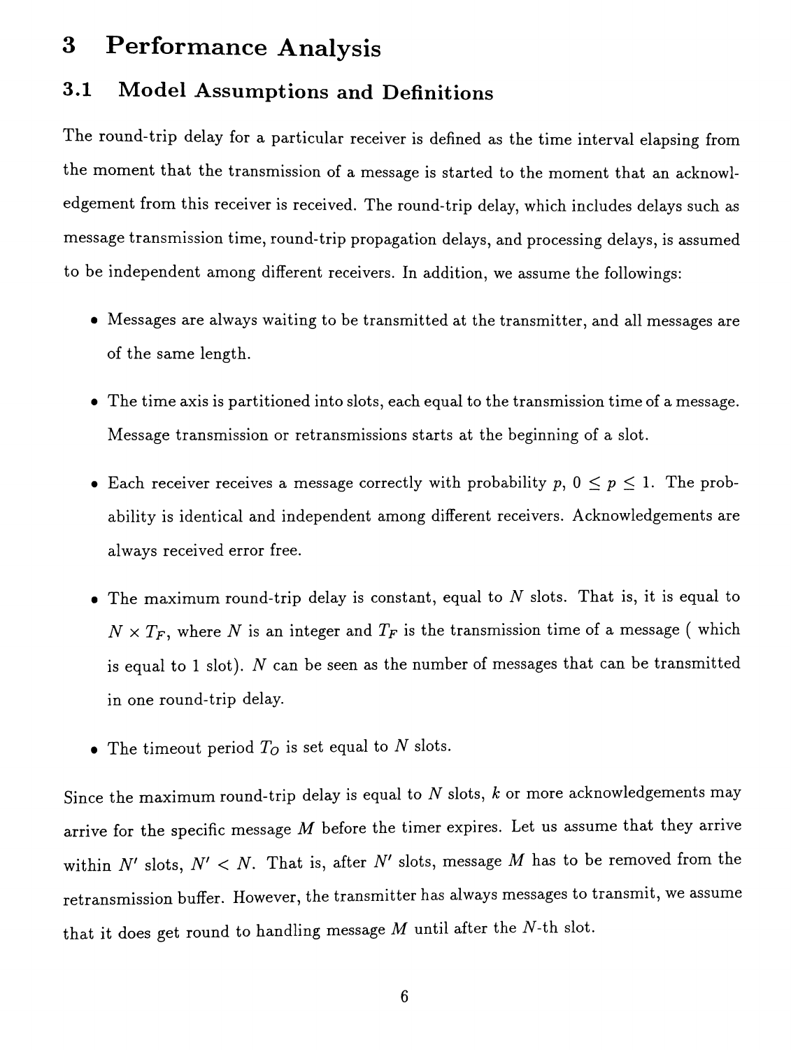# 3 Performance Analysis

## 3.1 Model Assumptions and Definitions

The round-trip delay for a particular receiver is defined as the time interval elapsing from the moment that the transmission of a message is started to the moment that an acknowledgement from this receiver is received. The round-trip delay, which includes delays such as message transmission time, round-trip propagation delays, and processing delays, is assumed to be independent among different receivers. In addition, we assume the followings:

- Messages are always waiting to be transmitted at the transmitter, and all messages are of the same length.
- The time axis is partitioned into slots, each equal to the transmission time of a message. Message transmission or retransmissions starts at the beginning of a slot.
- Each receiver receives a message correctly with probability $p$, $0 \leq p \leq 1$. The probability is identical and independent among different receivers. Acknowledgements are always received error free.
- The maximum round-trip delay is constant, equal to $N$ slots. That is, it is equal to $N \times T_F$, where $N$ is an integer and $T_F$ is the transmission time of a message ( which is equal to 1 slot). $N$ can be seen as the number of messages that can be transmitted in one round-trip delay.
- The timeout period $T_O$ is set equal to $N$ slots.

Since the maximum round-trip delay is equal to $N$ slots, $k$ or more acknowledgements may arrive for the specific message $M$ before the timer expires. Let us assume that they arrive within $N'$ slots, $N' < N$. That is, after $N'$ slots, message $M$ has to be removed from the retransmission buffer. However, the transmitter has always messages to transmit, we assume that it does get round to handling message $M$ until after the $N$-th slot.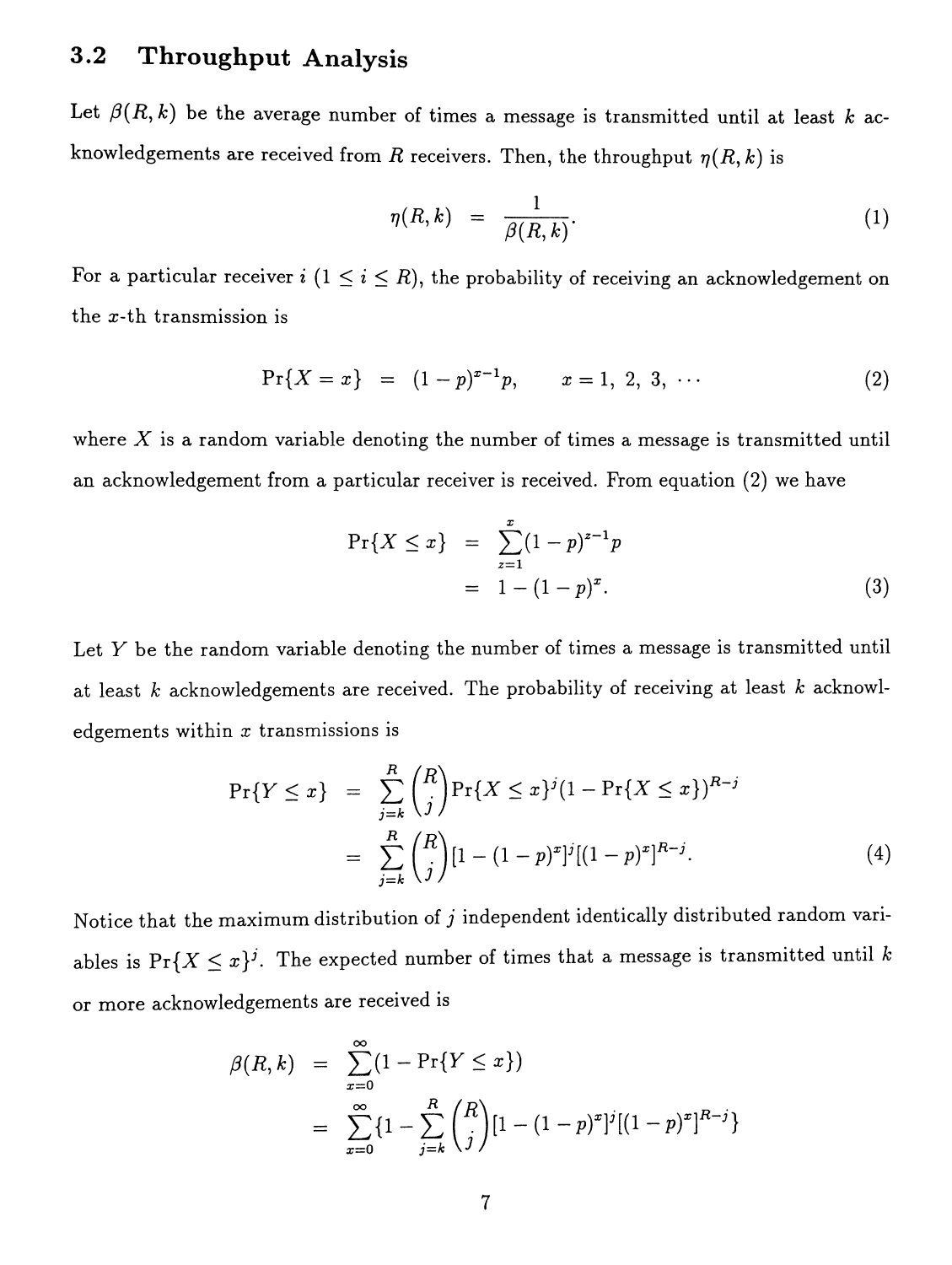### 3.2 Throughput Analysis

Let $\beta(R, k)$ be the average number of times a message is transmitted until at least $k$ acknowledgements are received from $R$ receivers. Then, the throughput $\eta(R, k)$ is

$$\eta(R, k) = \frac{1}{\beta(R, k)}. \tag{1}$$

For a particular receiver $i$ ($1 \leq i \leq R$), the probability of receiving an acknowledgement on the $x$-th transmission is

$$\Pr\{X = x\} = (1-p)^{x-1}p, \qquad x = 1,\ 2,\ 3,\ \cdots \tag{2}$$

where $X$ is a random variable denoting the number of times a message is transmitted until an acknowledgement from a particular receiver is received. From equation (2) we have

$$\begin{aligned}
\Pr\{X \leq x\} &= \sum_{z=1}^{x}(1-p)^{z-1}p \\
&= 1 - (1-p)^{x}.
\end{aligned} \tag{3}$$

Let $Y$ be the random variable denoting the number of times a message is transmitted until at least $k$ acknowledgements are received. The probability of receiving at least $k$ acknowledgements within $x$ transmissions is

$$\begin{aligned}
\Pr\{Y \leq x\} &= \sum_{j=k}^{R}\binom{R}{j}\Pr\{X \leq x\}^{j}(1-\Pr\{X \leq x\})^{R-j} \\
&= \sum_{j=k}^{R}\binom{R}{j}[1-(1-p)^{x}]^{j}[(1-p)^{x}]^{R-j}.
\end{aligned} \tag{4}$$

Notice that the maximum distribution of $j$ independent identically distributed random variables is $\Pr\{X \leq x\}^{j}$. The expected number of times that a message is transmitted until $k$ or more acknowledgements are received is

$$\begin{aligned}
\beta(R, k) &= \sum_{x=0}^{\infty}(1-\Pr\{Y \leq x\}) \\
&= \sum_{x=0}^{\infty}\{1-\sum_{j=k}^{R}\binom{R}{j}[1-(1-p)^{x}]^{j}[(1-p)^{x}]^{R-j}\}
\end{aligned}$$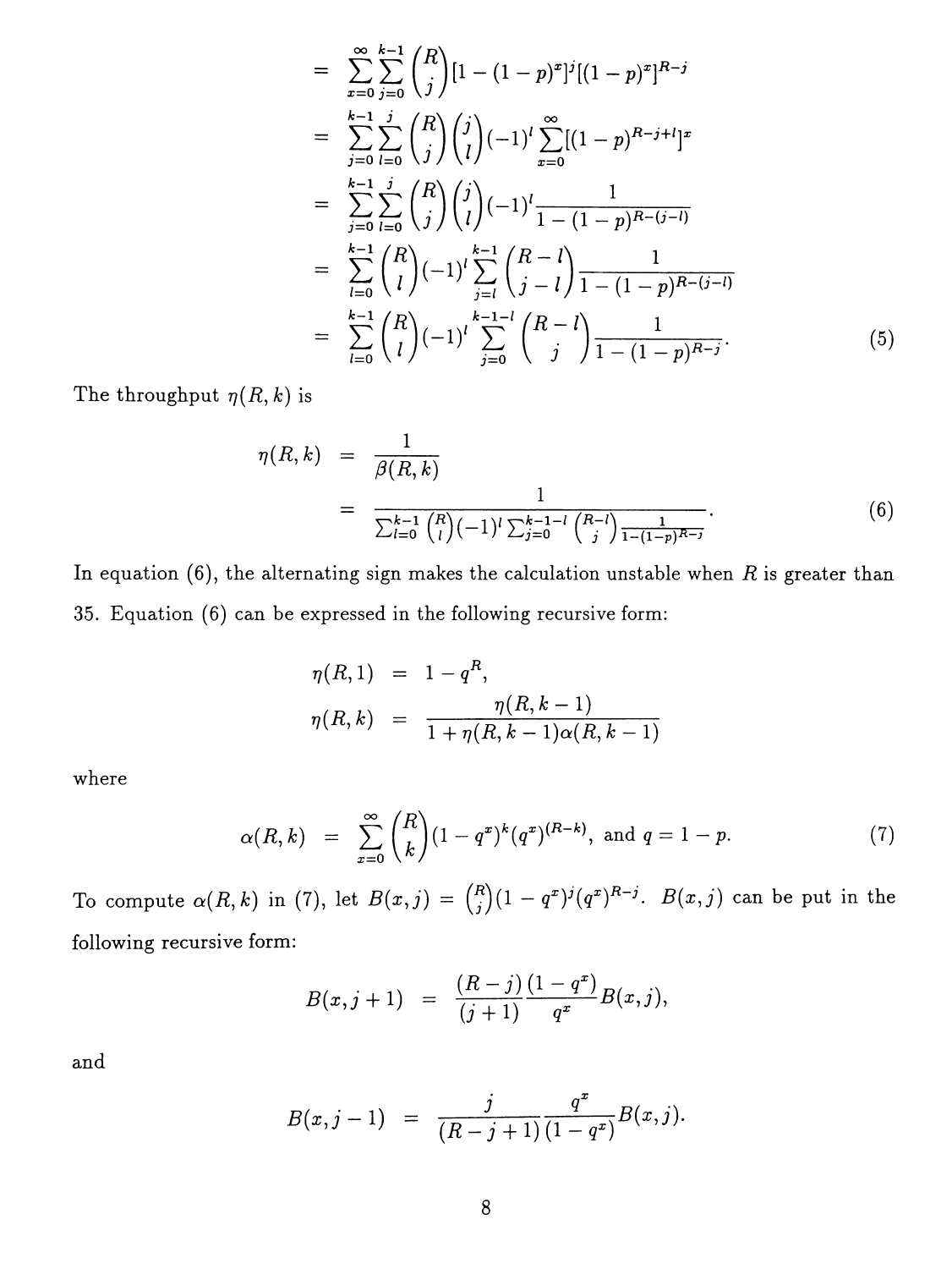$$
\begin{aligned}
&= \sum_{x=0}^{\infty}\sum_{j=0}^{k-1}\binom{R}{j}[1-(1-p)^x]^j[(1-p)^x]^{R-j} \\
&= \sum_{j=0}^{k-1}\sum_{l=0}^{j}\binom{R}{j}\binom{j}{l}(-1)^l\sum_{x=0}^{\infty}[(1-p)^{R-j+l}]^x \\
&= \sum_{j=0}^{k-1}\sum_{l=0}^{j}\binom{R}{j}\binom{j}{l}(-1)^l\frac{1}{1-(1-p)^{R-(j-l)}} \\
&= \sum_{l=0}^{k-1}\binom{R}{l}(-1)^l\sum_{j=l}^{k-1}\binom{R-l}{j-l}\frac{1}{1-(1-p)^{R-(j-l)}} \\
&= \sum_{l=0}^{k-1}\binom{R}{l}(-1)^l\sum_{j=0}^{k-1-l}\binom{R-l}{j}\frac{1}{1-(1-p)^{R-j}}. \qquad (5)
\end{aligned}
$$

The throughput $\eta(R,k)$ is

$$
\begin{aligned}
\eta(R,k) &= \frac{1}{\beta(R,k)} \\
&= \frac{1}{\sum_{l=0}^{k-1}\binom{R}{l}(-1)^l\sum_{j=0}^{k-1-l}\binom{R-l}{j}\frac{1}{1-(1-p)^{R-j}}}. \qquad (6)
\end{aligned}
$$

In equation (6), the alternating sign makes the calculation unstable when $R$ is greater than 35. Equation (6) can be expressed in the following recursive form:

$$
\begin{aligned}
\eta(R,1) &= 1-q^R, \\
\eta(R,k) &= \frac{\eta(R,k-1)}{1+\eta(R,k-1)\alpha(R,k-1)}
\end{aligned}
$$

where

$$
\alpha(R,k) = \sum_{x=0}^{\infty}\binom{R}{k}(1-q^x)^k(q^x)^{(R-k)}, \text{ and } q = 1-p. \qquad (7)
$$

To compute $\alpha(R,k)$ in (7), let $B(x,j) = \binom{R}{j}(1-q^x)^j(q^x)^{R-j}$. $B(x,j)$ can be put in the following recursive form:

$$
B(x,j+1) = \frac{(R-j)}{(j+1)}\frac{(1-q^x)}{q^x}B(x,j),
$$

and

$$
B(x,j-1) = \frac{j}{(R-j+1)}\frac{q^x}{(1-q^x)}B(x,j).
$$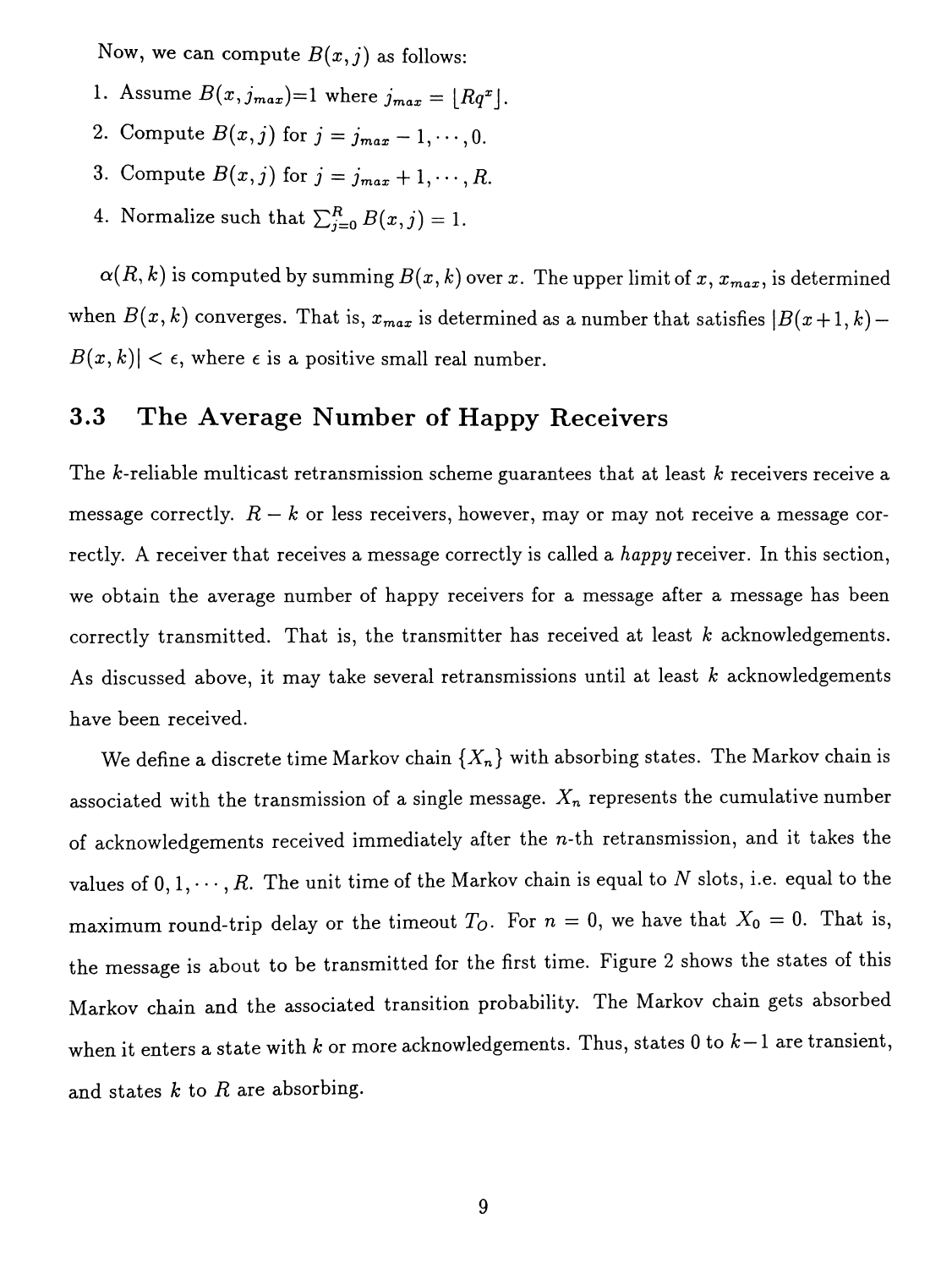Now, we can compute $B(x, j)$ as follows:

1. Assume $B(x, j_{max})$=1 where $j_{max} = \lfloor Rq^x \rfloor$.
2. Compute $B(x, j)$ for $j = j_{max} - 1, \cdots, 0$.
3. Compute $B(x, j)$ for $j = j_{max} + 1, \cdots, R$.
4. Normalize such that $\sum_{j=0}^{R} B(x, j) = 1$.

$\alpha(R, k)$ is computed by summing $B(x, k)$ over $x$. The upper limit of $x$, $x_{max}$, is determined when $B(x, k)$ converges. That is, $x_{max}$ is determined as a number that satisfies $|B(x+1, k) - B(x, k)| < \epsilon$, where $\epsilon$ is a positive small real number.

## 3.3 The Average Number of Happy Receivers

The $k$-reliable multicast retransmission scheme guarantees that at least $k$ receivers receive a message correctly. $R - k$ or less receivers, however, may or may not receive a message correctly. A receiver that receives a message correctly is called a *happy* receiver. In this section, we obtain the average number of happy receivers for a message after a message has been correctly transmitted. That is, the transmitter has received at least $k$ acknowledgements. As discussed above, it may take several retransmissions until at least $k$ acknowledgements have been received.

We define a discrete time Markov chain $\{X_n\}$ with absorbing states. The Markov chain is associated with the transmission of a single message. $X_n$ represents the cumulative number of acknowledgements received immediately after the $n$-th retransmission, and it takes the values of $0, 1, \cdots, R$. The unit time of the Markov chain is equal to $N$ slots, i.e. equal to the maximum round-trip delay or the timeout $T_O$. For $n = 0$, we have that $X_0 = 0$. That is, the message is about to be transmitted for the first time. Figure 2 shows the states of this Markov chain and the associated transition probability. The Markov chain gets absorbed when it enters a state with $k$ or more acknowledgements. Thus, states 0 to $k-1$ are transient, and states $k$ to $R$ are absorbing.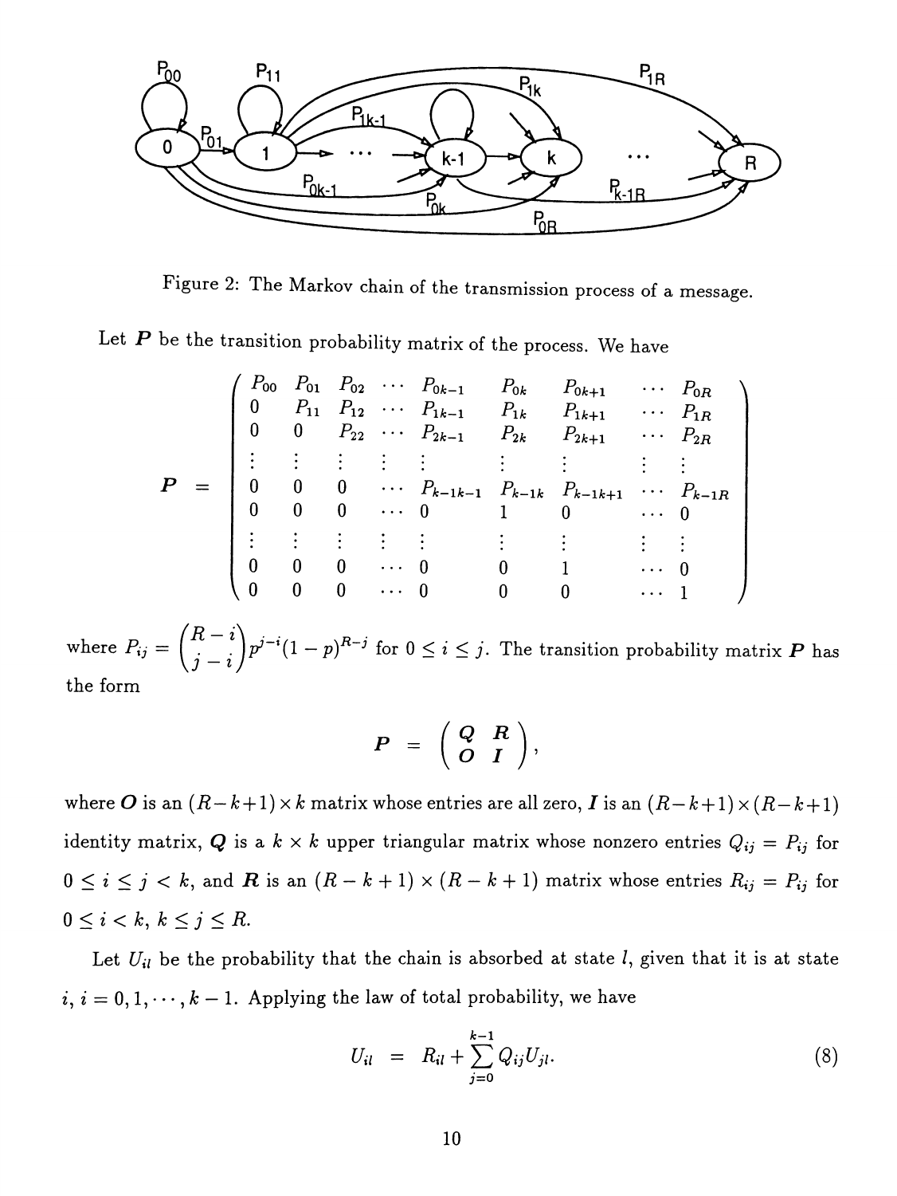Figure 2: The Markov chain of the transmission process of a message.

Let $\boldsymbol{P}$ be the transition probability matrix of the process. We have

$$
\boldsymbol{P} = \begin{pmatrix}
P_{00} & P_{01} & P_{02} & \cdots & P_{0k-1} & P_{0k} & P_{0k+1} & \cdots & P_{0R} \\
0 & P_{11} & P_{12} & \cdots & P_{1k-1} & P_{1k} & P_{1k+1} & \cdots & P_{1R} \\
0 & 0 & P_{22} & \cdots & P_{2k-1} & P_{2k} & P_{2k+1} & \cdots & P_{2R} \\
\vdots & \vdots & \vdots & \vdots & \vdots & \vdots & \vdots & \vdots & \vdots \\
0 & 0 & 0 & \cdots & P_{k-1k-1} & P_{k-1k} & P_{k-1k+1} & \cdots & P_{k-1R} \\
0 & 0 & 0 & \cdots & 0 & 1 & 0 & \cdots & 0 \\
\vdots & \vdots & \vdots & \vdots & \vdots & \vdots & \vdots & \vdots & \vdots \\
0 & 0 & 0 & \cdots & 0 & 0 & 1 & \cdots & 0 \\
0 & 0 & 0 & \cdots & 0 & 0 & 0 & \cdots & 1
\end{pmatrix}
$$

where $P_{ij} = \binom{R-i}{j-i} p^{j-i}(1-p)^{R-j}$ for $0 \le i \le j$. The transition probability matrix $\boldsymbol{P}$ has the form

$$
\boldsymbol{P} = \begin{pmatrix} \boldsymbol{Q} & \boldsymbol{R} \\ \boldsymbol{O} & \boldsymbol{I} \end{pmatrix},
$$

where $\boldsymbol{O}$ is an $(R-k+1) \times k$ matrix whose entries are all zero, $\boldsymbol{I}$ is an $(R-k+1) \times (R-k+1)$ identity matrix, $\boldsymbol{Q}$ is a $k \times k$ upper triangular matrix whose nonzero entries $Q_{ij} = P_{ij}$ for $0 \le i \le j < k$, and $\boldsymbol{R}$ is an $(R-k+1) \times (R-k+1)$ matrix whose entries $R_{ij} = P_{ij}$ for $0 \le i < k$, $k \le j \le R$.

Let $U_{il}$ be the probability that the chain is absorbed at state $l$, given that it is at state $i$, $i = 0, 1, \cdots, k-1$. Applying the law of total probability, we have

$$
U_{il} = R_{il} + \sum_{j=0}^{k-1} Q_{ij} U_{jl}. \tag{8}
$$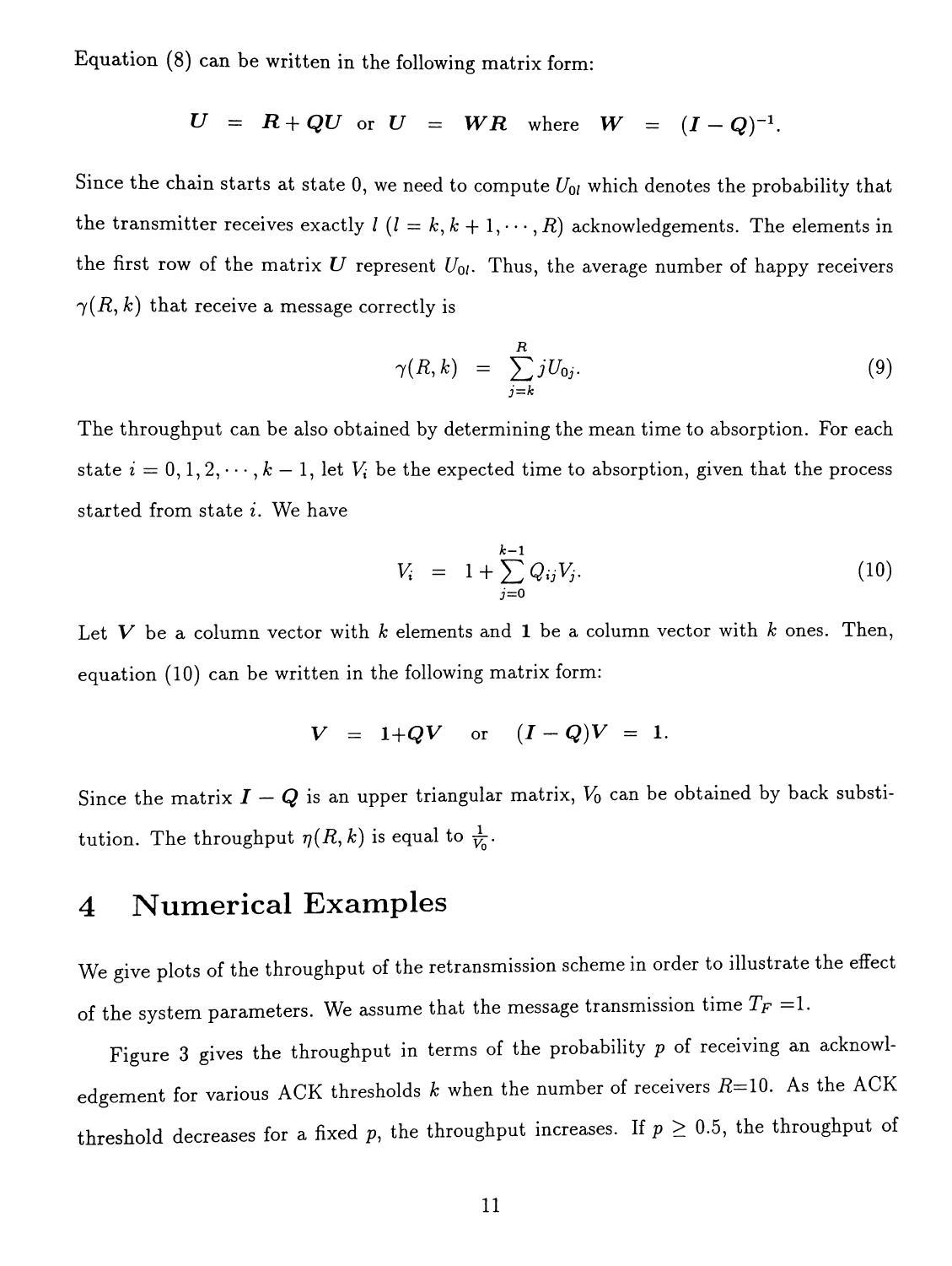Equation (8) can be written in the following matrix form:

$$U = R + QU \quad \text{or} \quad U = WR \quad \text{where} \quad W = (I - Q)^{-1}.$$

Since the chain starts at state 0, we need to compute $U_{0l}$ which denotes the probability that the transmitter receives exactly $l$ ($l = k, k+1, \cdots, R$) acknowledgements. The elements in the first row of the matrix $U$ represent $U_{0l}$. Thus, the average number of happy receivers $\gamma(R, k)$ that receive a message correctly is

$$\gamma(R, k) = \sum_{j=k}^{R} j U_{0j}. \tag{9}$$

The throughput can be also obtained by determining the mean time to absorption. For each state $i = 0, 1, 2, \cdots, k-1$, let $V_i$ be the expected time to absorption, given that the process started from state $i$. We have

$$V_i = 1 + \sum_{j=0}^{k-1} Q_{ij} V_j. \tag{10}$$

Let $V$ be a column vector with $k$ elements and $\mathbf{1}$ be a column vector with $k$ ones. Then, equation (10) can be written in the following matrix form:

$$V = \mathbf{1} + QV \quad \text{or} \quad (I - Q)V = \mathbf{1}.$$

Since the matrix $I - Q$ is an upper triangular matrix, $V_0$ can be obtained by back substitution. The throughput $\eta(R, k)$ is equal to $\frac{1}{V_0}$.

# 4 Numerical Examples

We give plots of the throughput of the retransmission scheme in order to illustrate the effect of the system parameters. We assume that the message transmission time $T_F = 1$.

Figure 3 gives the throughput in terms of the probability $p$ of receiving an acknowledgement for various ACK thresholds $k$ when the number of receivers $R$=10. As the ACK threshold decreases for a fixed $p$, the throughput increases. If $p \geq 0.5$, the throughput of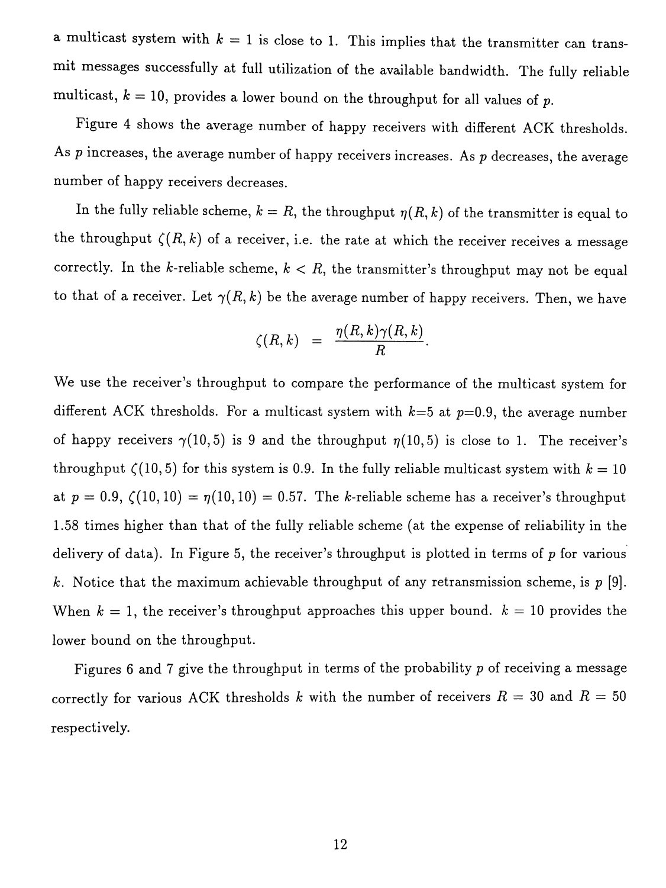a multicast system with $k = 1$ is close to 1. This implies that the transmitter can transmit messages successfully at full utilization of the available bandwidth. The fully reliable multicast, $k = 10$, provides a lower bound on the throughput for all values of $p$.

Figure 4 shows the average number of happy receivers with different ACK thresholds. As $p$ increases, the average number of happy receivers increases. As $p$ decreases, the average number of happy receivers decreases.

In the fully reliable scheme, $k = R$, the throughput $\eta(R, k)$ of the transmitter is equal to the throughput $\zeta(R, k)$ of a receiver, i.e. the rate at which the receiver receives a message correctly. In the $k$-reliable scheme, $k < R$, the transmitter's throughput may not be equal to that of a receiver. Let $\gamma(R, k)$ be the average number of happy receivers. Then, we have

$$\zeta(R, k) = \frac{\eta(R, k)\gamma(R, k)}{R}.$$

We use the receiver's throughput to compare the performance of the multicast system for different ACK thresholds. For a multicast system with $k$=5 at $p$=0.9, the average number of happy receivers $\gamma(10, 5)$ is 9 and the throughput $\eta(10, 5)$ is close to 1. The receiver's throughput $\zeta(10, 5)$ for this system is 0.9. In the fully reliable multicast system with $k = 10$ at $p = 0.9$, $\zeta(10, 10) = \eta(10, 10) = 0.57$. The $k$-reliable scheme has a receiver's throughput 1.58 times higher than that of the fully reliable scheme (at the expense of reliability in the delivery of data). In Figure 5, the receiver's throughput is plotted in terms of $p$ for various $k$. Notice that the maximum achievable throughput of any retransmission scheme, is $p$ [9]. When $k = 1$, the receiver's throughput approaches this upper bound. $k = 10$ provides the lower bound on the throughput.

Figures 6 and 7 give the throughput in terms of the probability $p$ of receiving a message correctly for various ACK thresholds $k$ with the number of receivers $R = 30$ and $R = 50$ respectively.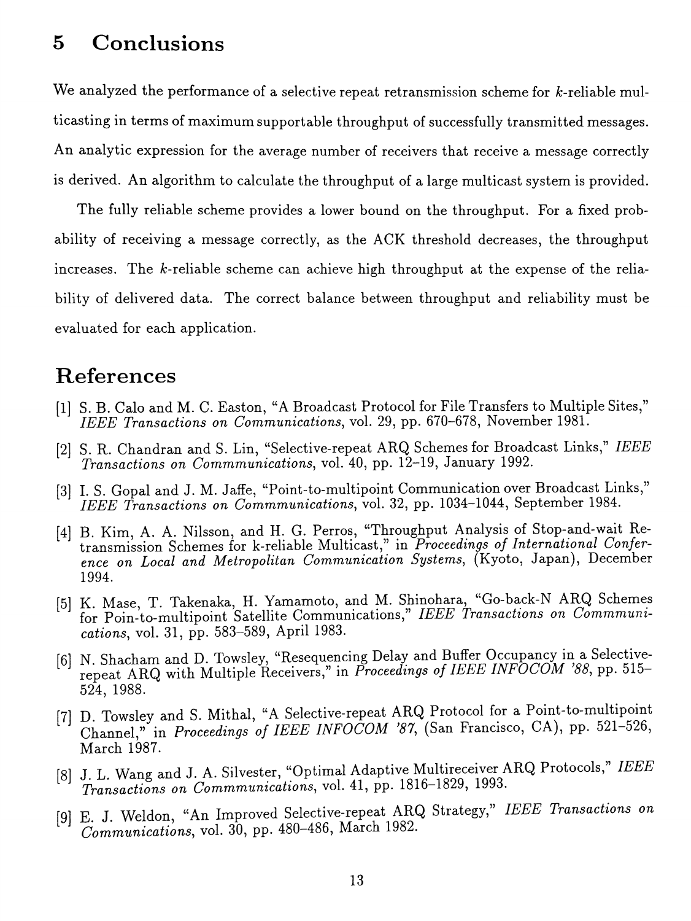# 5 Conclusions

We analyzed the performance of a selective repeat retransmission scheme for $k$-reliable multicasting in terms of maximum supportable throughput of successfully transmitted messages. An analytic expression for the average number of receivers that receive a message correctly is derived. An algorithm to calculate the throughput of a large multicast system is provided.

The fully reliable scheme provides a lower bound on the throughput. For a fixed probability of receiving a message correctly, as the ACK threshold decreases, the throughput increases. The $k$-reliable scheme can achieve high throughput at the expense of the reliability of delivered data. The correct balance between throughput and reliability must be evaluated for each application.

# References

[1] S. B. Calo and M. C. Easton, "A Broadcast Protocol for File Transfers to Multiple Sites," *IEEE Transactions on Communications*, vol. 29, pp. 670–678, November 1981.

[2] S. R. Chandran and S. Lin, "Selective-repeat ARQ Schemes for Broadcast Links," *IEEE Transactions on Commmunications*, vol. 40, pp. 12–19, January 1992.

[3] I. S. Gopal and J. M. Jaffe, "Point-to-multipoint Communication over Broadcast Links," *IEEE Transactions on Commmunications*, vol. 32, pp. 1034–1044, September 1984.

[4] B. Kim, A. A. Nilsson, and H. G. Perros, "Throughput Analysis of Stop-and-wait Retransmission Schemes for k-reliable Multicast," in *Proceedings of International Conference on Local and Metropolitan Communication Systems*, (Kyoto, Japan), December 1994.

[5] K. Mase, T. Takenaka, H. Yamamoto, and M. Shinohara, "Go-back-N ARQ Schemes for Poin-to-multipoint Satellite Communications," *IEEE Transactions on Commmunications*, vol. 31, pp. 583–589, April 1983.

[6] N. Shacham and D. Towsley, "Resequencing Delay and Buffer Occupancy in a Selective-repeat ARQ with Multiple Receivers," in *Proceedings of IEEE INFOCOM '88*, pp. 515–524, 1988.

[7] D. Towsley and S. Mithal, "A Selective-repeat ARQ Protocol for a Point-to-multipoint Channel," in *Proceedings of IEEE INFOCOM '87*, (San Francisco, CA), pp. 521–526, March 1987.

[8] J. L. Wang and J. A. Silvester, "Optimal Adaptive Multireceiver ARQ Protocols," *IEEE Transactions on Commmunications*, vol. 41, pp. 1816–1829, 1993.

[9] E. J. Weldon, "An Improved Selective-repeat ARQ Strategy," *IEEE Transactions on Communications*, vol. 30, pp. 480–486, March 1982.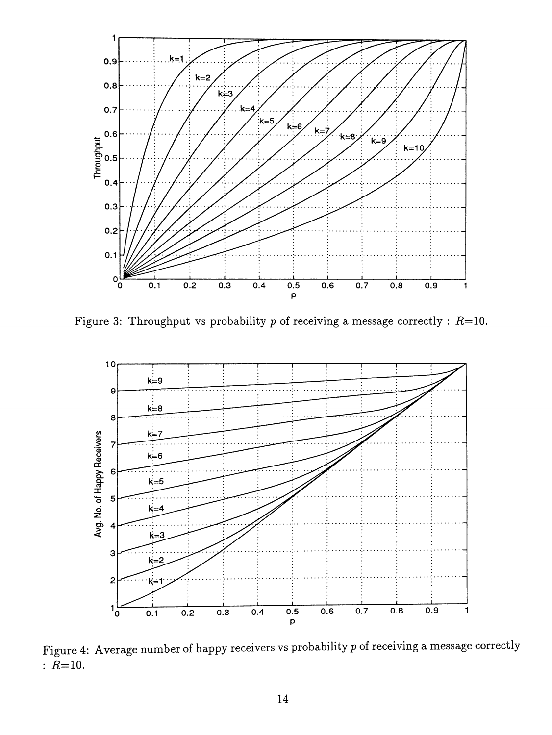Figure 3: Throughput vs probability $p$ of receiving a message correctly : $R$=10.

Figure 4: Average number of happy receivers vs probability $p$ of receiving a message correctly : $R$=10.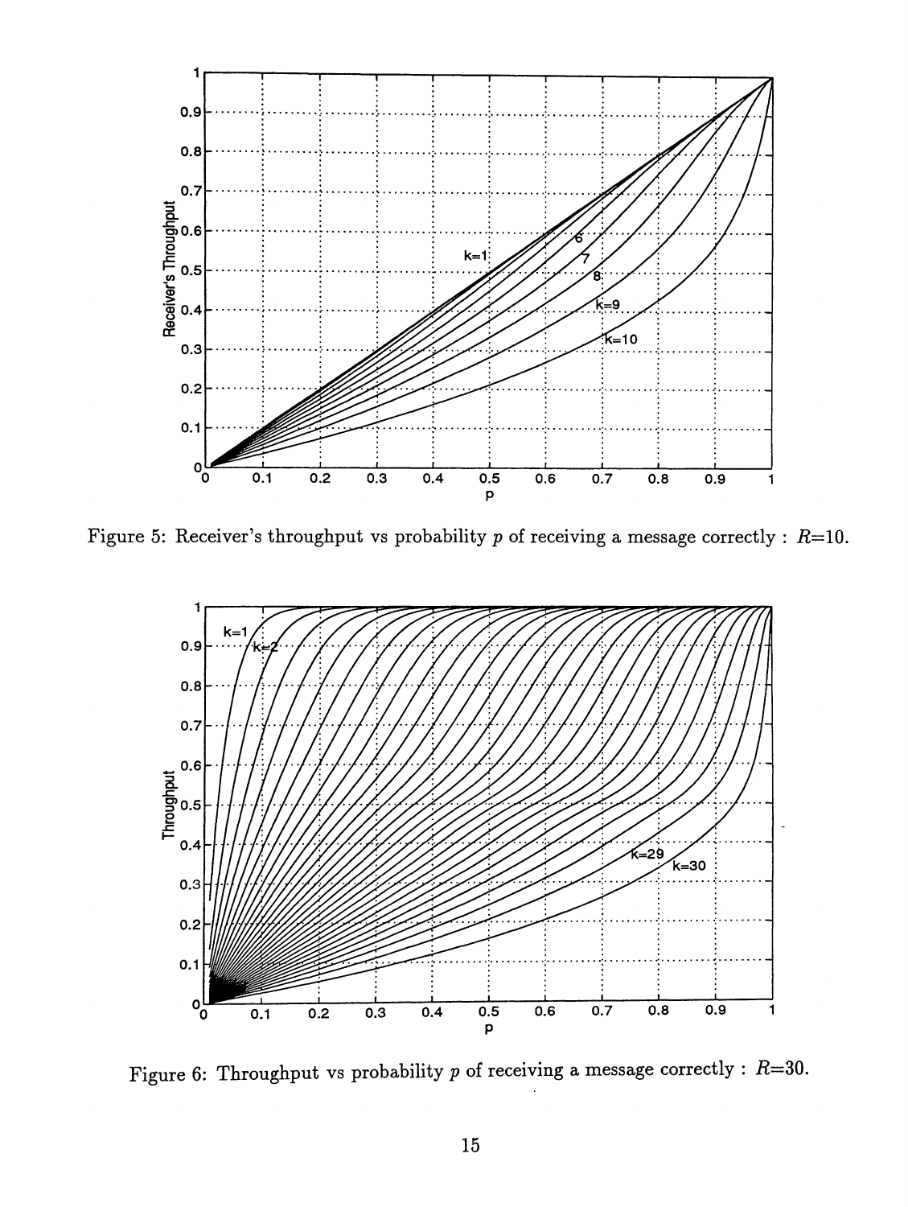Figure 5: Receiver's throughput vs probability $p$ of receiving a message correctly : $R$=10.

Figure 6: Throughput vs probability $p$ of receiving a message correctly : $R$=30.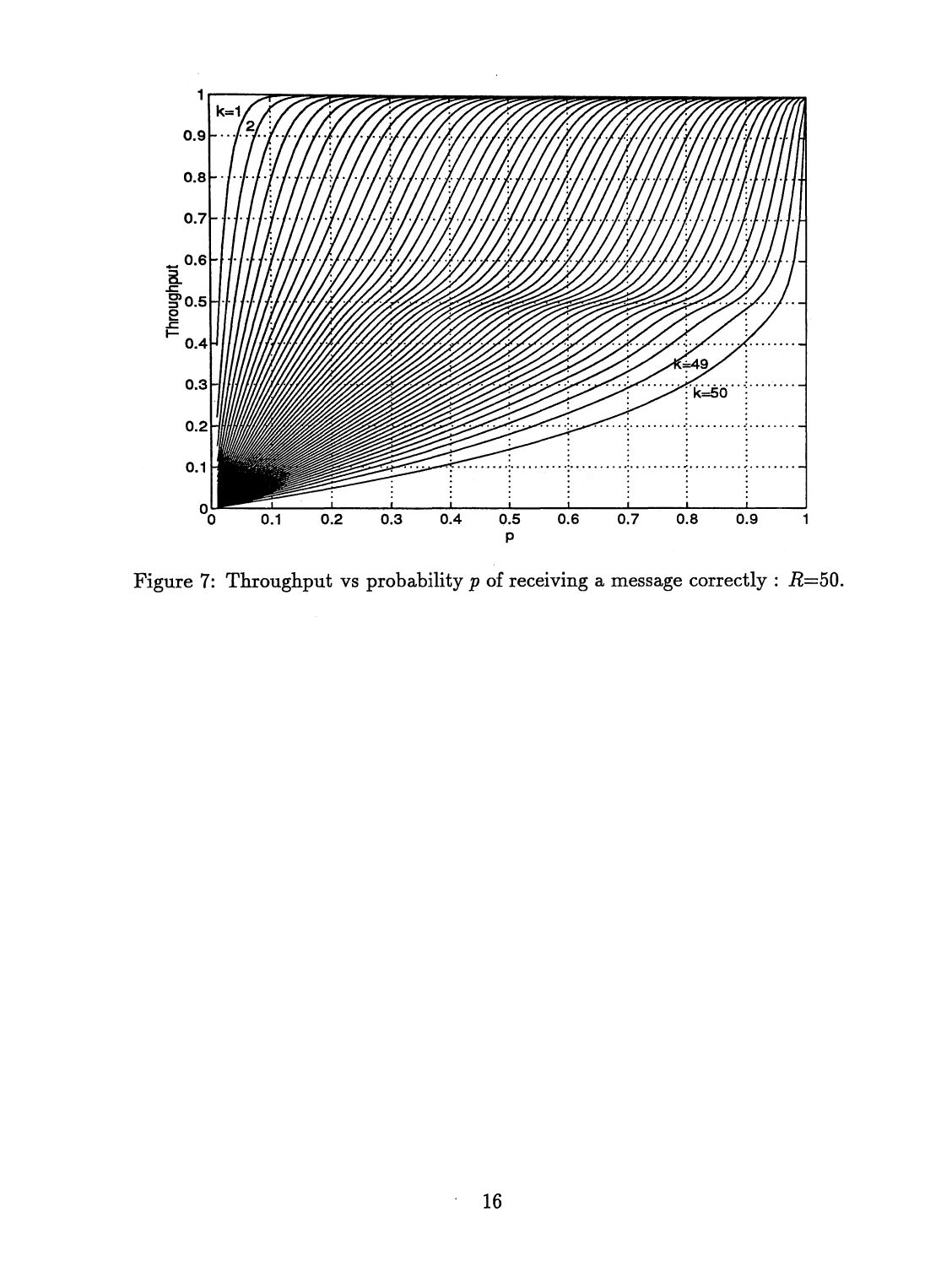1
0.9
0.8
0.7
0.6
0.5
0.4
0.3
0.2
0.1
0
Throughput
k=1
2
k=49
k=50
0
0.1
0.2
0.3
0.4
0.5
0.6
0.7
0.8
0.9
1
p

Figure 7: Throughput vs probability $p$ of receiving a message correctly : $R$=50.